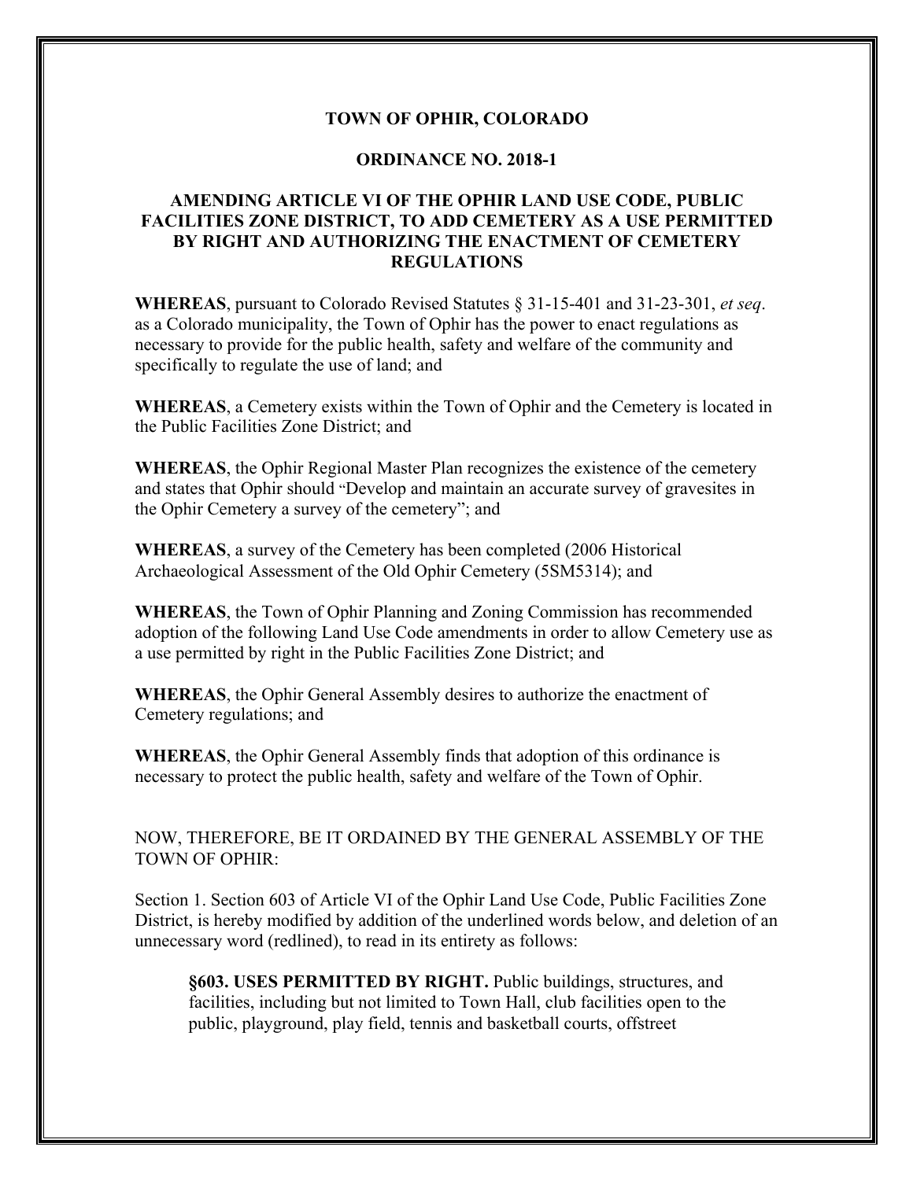**TOWN OF OPHIR, COLORADO**

**ORDINANCE NO. 2018-1**

**AMENDING ARTICLE VI OF THE OPHIR LAND USE CODE, PUBLIC FACILITIES ZONE DISTRICT, TO ADD CEMETERY AS A USE PERMITTED BY RIGHT AND AUTHORIZING THE ENACTMENT OF CEMETERY REGULATIONS**

**WHEREAS**, pursuant to Colorado Revised Statutes § 31-15-401 and 31-23-301, *et seq*. as a Colorado municipality, the Town of Ophir has the power to enact regulations as necessary to provide for the public health, safety and welfare of the community and specifically to regulate the use of land; and

**WHEREAS**, a Cemetery exists within the Town of Ophir and the Cemetery is located in the Public Facilities Zone District; and

**WHEREAS**, the Ophir Regional Master Plan recognizes the existence of the cemetery and states that Ophir should "Develop and maintain an accurate survey of gravesites in the Ophir Cemetery a survey of the cemetery"; and

**WHEREAS**, a survey of the Cemetery has been completed (2006 Historical Archaeological Assessment of the Old Ophir Cemetery (5SM5314); and

**WHEREAS**, the Town of Ophir Planning and Zoning Commission has recommended adoption of the following Land Use Code amendments in order to allow Cemetery use as a use permitted by right in the Public Facilities Zone District; and

**WHEREAS**, the Ophir General Assembly desires to authorize the enactment of Cemetery regulations; and

**WHEREAS**, the Ophir General Assembly finds that adoption of this ordinance is necessary to protect the public health, safety and welfare of the Town of Ophir.

NOW, THEREFORE, BE IT ORDAINED BY THE GENERAL ASSEMBLY OF THE TOWN OF OPHIR:

Section 1. Section 603 of Article VI of the Ophir Land Use Code, Public Facilities Zone District, is hereby modified by addition of the underlined words below, and deletion of an unnecessary word (redlined), to read in its entirety as follows:

> **§603. USES PERMITTED BY RIGHT.** Public buildings, structures, and facilities, including but not limited to Town Hall, club facilities open to the public, playground, play field, tennis and basketball courts, offstreet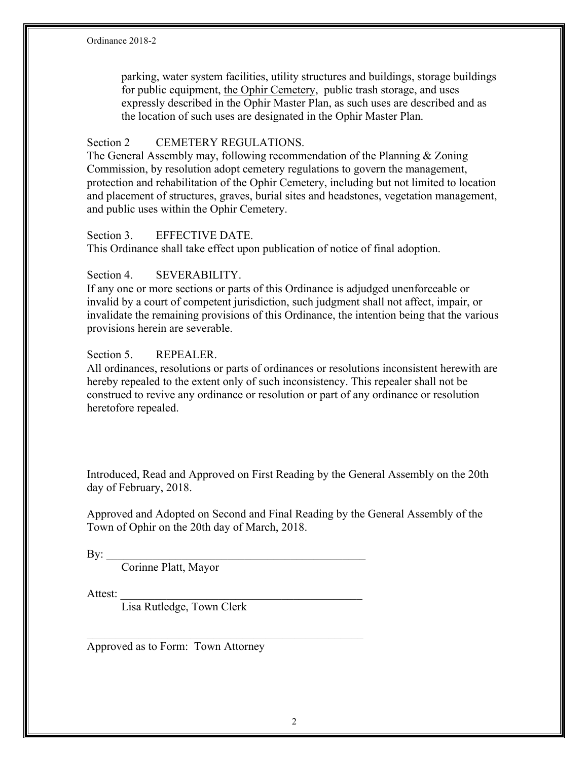parking, water system facilities, utility structures and buildings, storage buildings for public equipment, <u>the Ophir Cemetery</u>, public trash storage, and uses expressly described in the Ophir Master Plan, as such uses are described and as the location of such uses are designated in the Ophir Master Plan.

Section 2 CEMETERY REGULATIONS.

The General Assembly may, following recommendation of the Planning & Zoning Commission, by resolution adopt cemetery regulations to govern the management, protection and rehabilitation of the Ophir Cemetery, including but not limited to location and placement of structures, graves, burial sites and headstones, vegetation management, and public uses within the Ophir Cemetery.

Section 3. EFFECTIVE DATE.

This Ordinance shall take effect upon publication of notice of final adoption.

Section 4. SEVERABILITY.

If any one or more sections or parts of this Ordinance is adjudged unenforceable or invalid by a court of competent jurisdiction, such judgment shall not affect, impair, or invalidate the remaining provisions of this Ordinance, the intention being that the various provisions herein are severable.

Section 5. REPEALER.

All ordinances, resolutions or parts of ordinances or resolutions inconsistent herewith are hereby repealed to the extent only of such inconsistency. This repealer shall not be construed to revive any ordinance or resolution or part of any ordinance or resolution heretofore repealed.

Introduced, Read and Approved on First Reading by the General Assembly on the 20th day of February, 2018.

Approved and Adopted on Second and Final Reading by the General Assembly of the Town of Ophir on the 20th day of March, 2018.

By: \_\_\_\_\_\_\_\_\_\_\_\_\_\_\_\_\_\_\_\_\_\_\_\_\_\_\_\_\_\_\_\_\_\_\_\_\_\_\_\_\_\_\_\_

Corinne Platt, Mayor

Attest: \_\_\_\_\_\_\_\_\_\_\_\_\_\_\_\_\_\_\_\_\_\_\_\_\_\_\_\_\_\_\_\_\_\_\_\_\_\_\_\_\_

Lisa Rutledge, Town Clerk

\_\_\_\_\_\_\_\_\_\_\_\_\_\_\_\_\_\_\_\_\_\_\_\_\_\_\_\_\_\_\_\_\_\_\_\_\_\_\_\_\_\_\_\_\_\_\_\_

Approved as to Form: Town Attorney